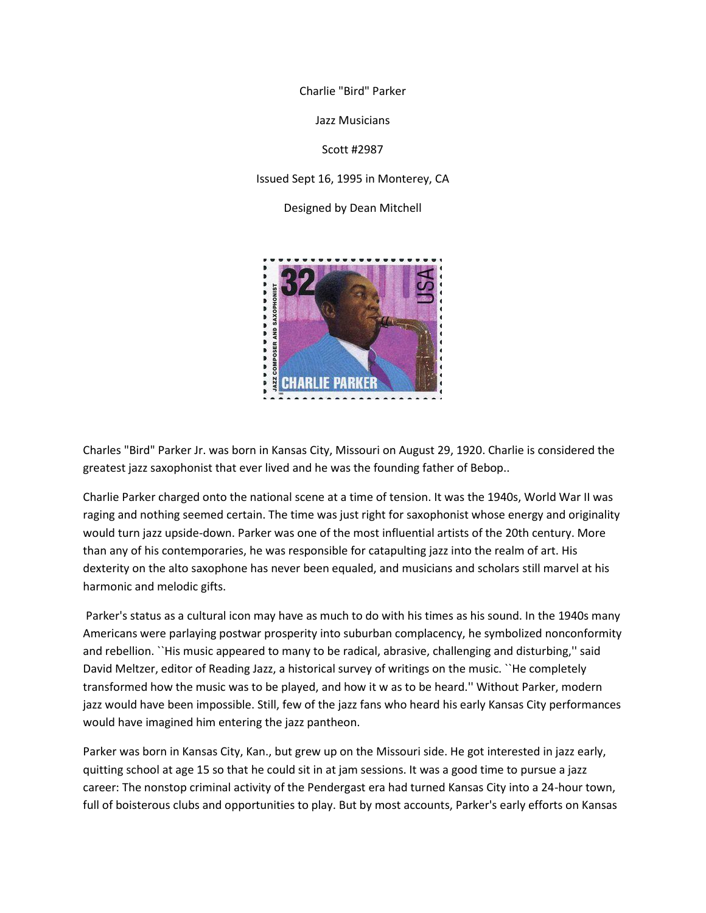Charlie "Bird" Parker

Jazz Musicians

Scott #2987

Issued Sept 16, 1995 in Monterey, CA

Designed by Dean Mitchell

Charles "Bird" Parker Jr. was born in Kansas City, Missouri on August 29, 1920. Charlie is considered the greatest jazz saxophonist that ever lived and he was the founding father of Bebop..

Charlie Parker charged onto the national scene at a time of tension. It was the 1940s, World War II was raging and nothing seemed certain. The time was just right for saxophonist whose energy and originality would turn jazz upside-down. Parker was one of the most influential artists of the 20th century. More than any of his contemporaries, he was responsible for catapulting jazz into the realm of art. His dexterity on the alto saxophone has never been equaled, and musicians and scholars still marvel at his harmonic and melodic gifts.

Parker's status as a cultural icon may have as much to do with his times as his sound. In the 1940s many Americans were parlaying postwar prosperity into suburban complacency, he symbolized nonconformity and rebellion. ``His music appeared to many to be radical, abrasive, challenging and disturbing,'' said David Meltzer, editor of Reading Jazz, a historical survey of writings on the music. ``He completely transformed how the music was to be played, and how it w as to be heard.'' Without Parker, modern jazz would have been impossible. Still, few of the jazz fans who heard his early Kansas City performances would have imagined him entering the jazz pantheon.

Parker was born in Kansas City, Kan., but grew up on the Missouri side. He got interested in jazz early, quitting school at age 15 so that he could sit in at jam sessions. It was a good time to pursue a jazz career: The nonstop criminal activity of the Pendergast era had turned Kansas City into a 24-hour town, full of boisterous clubs and opportunities to play. But by most accounts, Parker's early efforts on Kansas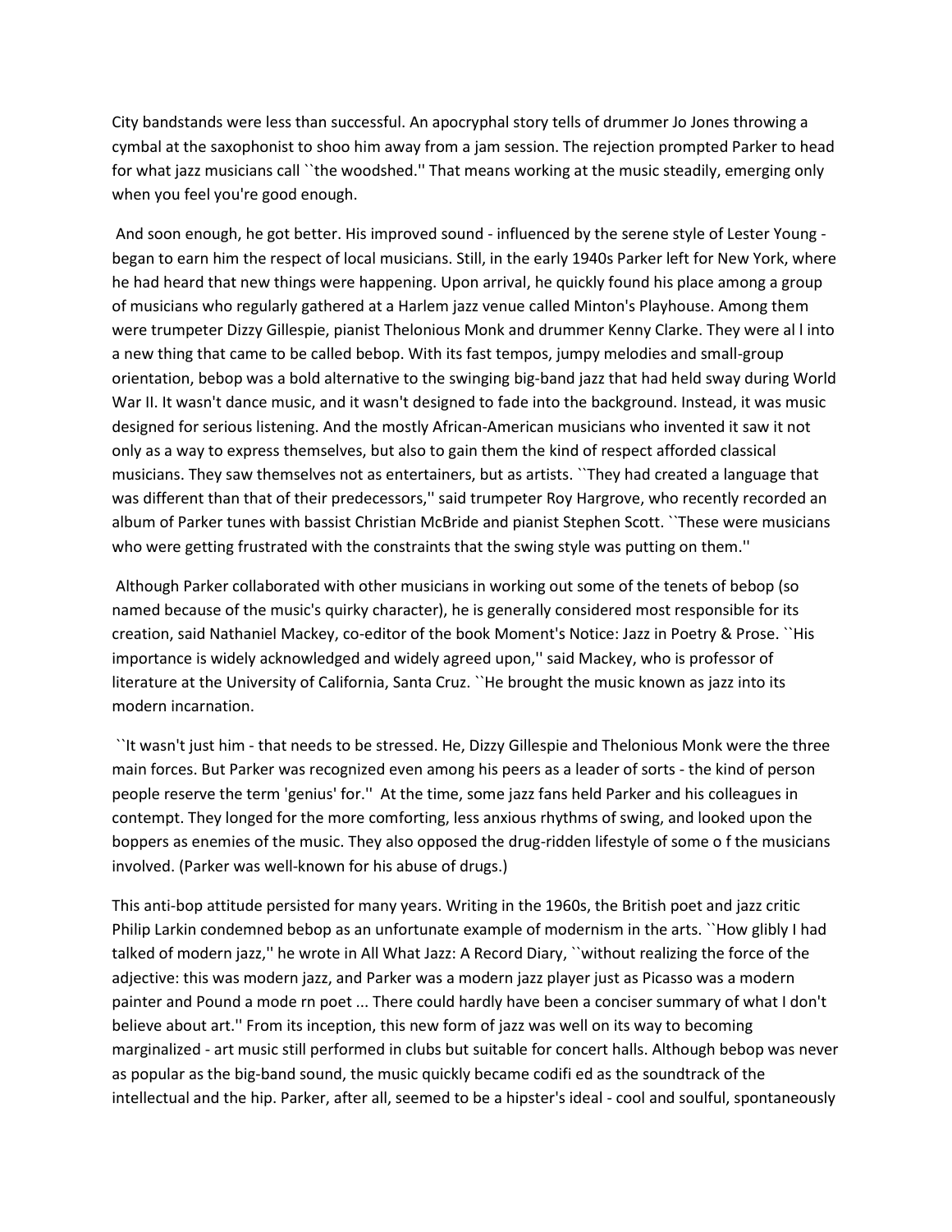City bandstands were less than successful. An apocryphal story tells of drummer Jo Jones throwing a cymbal at the saxophonist to shoo him away from a jam session. The rejection prompted Parker to head for what jazz musicians call ``the woodshed.'' That means working at the music steadily, emerging only when you feel you're good enough.

And soon enough, he got better. His improved sound - influenced by the serene style of Lester Young - began to earn him the respect of local musicians. Still, in the early 1940s Parker left for New York, where he had heard that new things were happening. Upon arrival, he quickly found his place among a group of musicians who regularly gathered at a Harlem jazz venue called Minton's Playhouse. Among them were trumpeter Dizzy Gillespie, pianist Thelonious Monk and drummer Kenny Clarke. They were al l into a new thing that came to be called bebop. With its fast tempos, jumpy melodies and small-group orientation, bebop was a bold alternative to the swinging big-band jazz that had held sway during World War II. It wasn't dance music, and it wasn't designed to fade into the background. Instead, it was music designed for serious listening. And the mostly African-American musicians who invented it saw it not only as a way to express themselves, but also to gain them the kind of respect afforded classical musicians. They saw themselves not as entertainers, but as artists. ``They had created a language that was different than that of their predecessors,'' said trumpeter Roy Hargrove, who recently recorded an album of Parker tunes with bassist Christian McBride and pianist Stephen Scott. ``These were musicians who were getting frustrated with the constraints that the swing style was putting on them.''

Although Parker collaborated with other musicians in working out some of the tenets of bebop (so named because of the music's quirky character), he is generally considered most responsible for its creation, said Nathaniel Mackey, co-editor of the book Moment's Notice: Jazz in Poetry & Prose. ``His importance is widely acknowledged and widely agreed upon,'' said Mackey, who is professor of literature at the University of California, Santa Cruz. ``He brought the music known as jazz into its modern incarnation.

``It wasn't just him - that needs to be stressed. He, Dizzy Gillespie and Thelonious Monk were the three main forces. But Parker was recognized even among his peers as a leader of sorts - the kind of person people reserve the term 'genius' for.'' At the time, some jazz fans held Parker and his colleagues in contempt. They longed for the more comforting, less anxious rhythms of swing, and looked upon the boppers as enemies of the music. They also opposed the drug-ridden lifestyle of some o f the musicians involved. (Parker was well-known for his abuse of drugs.)

This anti-bop attitude persisted for many years. Writing in the 1960s, the British poet and jazz critic Philip Larkin condemned bebop as an unfortunate example of modernism in the arts. ``How glibly I had talked of modern jazz,'' he wrote in All What Jazz: A Record Diary, ``without realizing the force of the adjective: this was modern jazz, and Parker was a modern jazz player just as Picasso was a modern painter and Pound a mode rn poet ... There could hardly have been a conciser summary of what I don't believe about art.'' From its inception, this new form of jazz was well on its way to becoming marginalized - art music still performed in clubs but suitable for concert halls. Although bebop was never as popular as the big-band sound, the music quickly became codifi ed as the soundtrack of the intellectual and the hip. Parker, after all, seemed to be a hipster's ideal - cool and soulful, spontaneously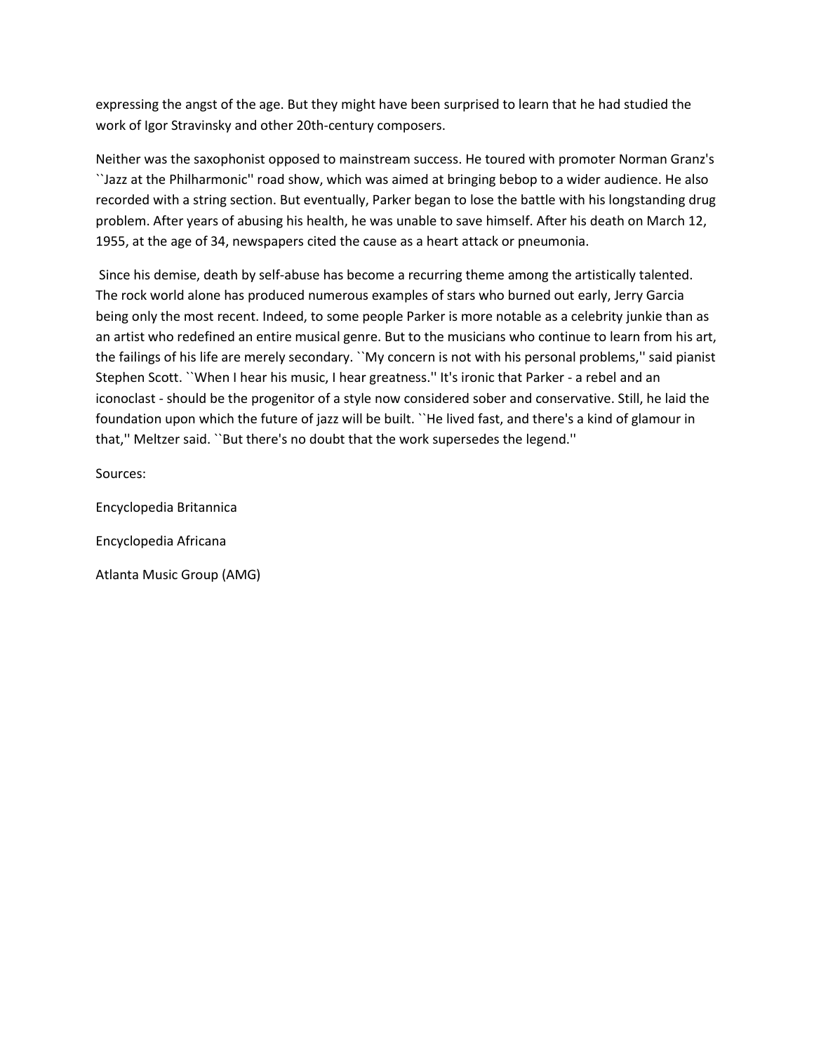expressing the angst of the age. But they might have been surprised to learn that he had studied the work of Igor Stravinsky and other 20th-century composers.

Neither was the saxophonist opposed to mainstream success. He toured with promoter Norman Granz's ``Jazz at the Philharmonic'' road show, which was aimed at bringing bebop to a wider audience. He also recorded with a string section. But eventually, Parker began to lose the battle with his longstanding drug problem. After years of abusing his health, he was unable to save himself. After his death on March 12, 1955, at the age of 34, newspapers cited the cause as a heart attack or pneumonia.

Since his demise, death by self-abuse has become a recurring theme among the artistically talented. The rock world alone has produced numerous examples of stars who burned out early, Jerry Garcia being only the most recent. Indeed, to some people Parker is more notable as a celebrity junkie than as an artist who redefined an entire musical genre. But to the musicians who continue to learn from his art, the failings of his life are merely secondary. ``My concern is not with his personal problems,'' said pianist Stephen Scott. ``When I hear his music, I hear greatness.'' It's ironic that Parker - a rebel and an iconoclast - should be the progenitor of a style now considered sober and conservative. Still, he laid the foundation upon which the future of jazz will be built. ``He lived fast, and there's a kind of glamour in that,'' Meltzer said. ``But there's no doubt that the work supersedes the legend.''

Sources:

Encyclopedia Britannica

Encyclopedia Africana

Atlanta Music Group (AMG)